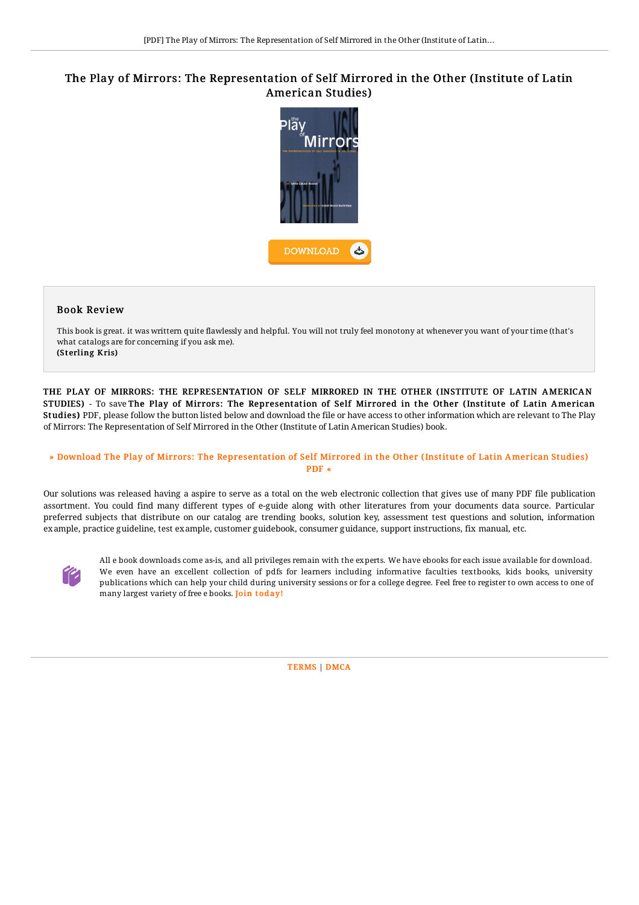# The Play of Mirrors: The Representation of Self Mirrored in the Other (Institute of Latin American Studies)

DOWNLOAD

## Book Review

This book is great. it was writtern quite flawlessly and helpful. You will not truly feel monotony at whenever you want of your time (that's what catalogs are for concerning if you ask me).
**(Sterling Kris)**

**THE PLAY OF MIRRORS: THE REPRESENTATION OF SELF MIRRORED IN THE OTHER (INSTITUTE OF LATIN AMERICAN STUDIES)** - To save **The Play of Mirrors: The Representation of Self Mirrored in the Other (Institute of Latin American Studies)** PDF, please follow the button listed below and download the file or have access to other information which are relevant to The Play of Mirrors: The Representation of Self Mirrored in the Other (Institute of Latin American Studies) book.

» Download The Play of Mirrors: The Representation of Self Mirrored in the Other (Institute of Latin American Studies) PDF «

Our solutions was released having a aspire to serve as a total on the web electronic collection that gives use of many PDF file publication assortment. You could find many different types of e-guide along with other literatures from your documents data source. Particular preferred subjects that distribute on our catalog are trending books, solution key, assessment test questions and solution, information example, practice guideline, test example, customer guidebook, consumer guidance, support instructions, fix manual, etc.

All e book downloads come as-is, and all privileges remain with the experts. We have ebooks for each issue available for download. We even have an excellent collection of pdfs for learners including informative faculties textbooks, kids books, university publications which can help your child during university sessions or for a college degree. Feel free to register to own access to one of many largest variety of free e books. Join today!

TERMS | DMCA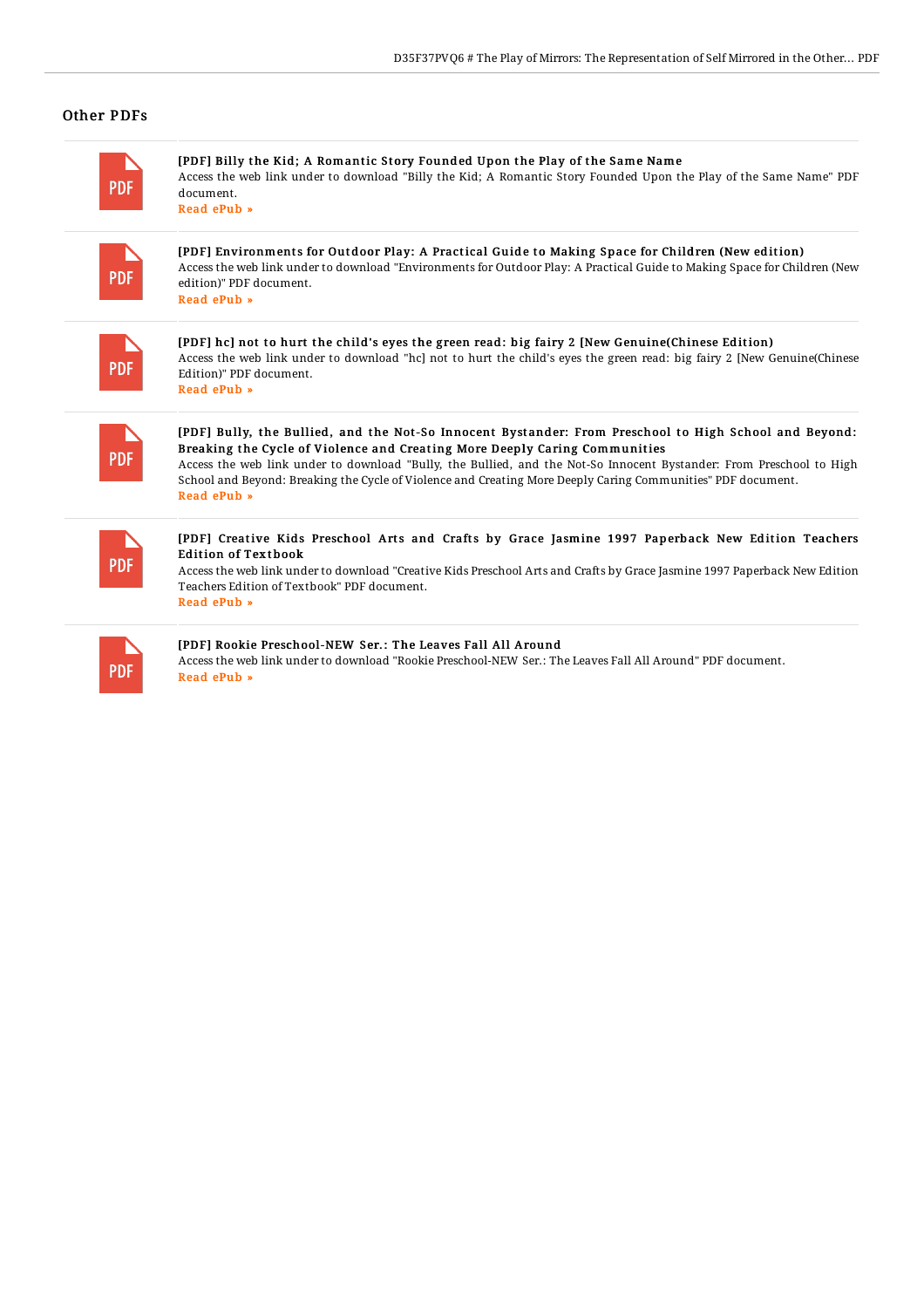## Other PDFs

[PDF] Billy the Kid; A Romantic Story Founded Upon the Play of the Same Name
Access the web link under to download "Billy the Kid; A Romantic Story Founded Upon the Play of the Same Name" PDF document.
Read ePub »

[PDF] Environments for Outdoor Play: A Practical Guide to Making Space for Children (New edition)
Access the web link under to download "Environments for Outdoor Play: A Practical Guide to Making Space for Children (New edition)" PDF document.
Read ePub »

[PDF] hc] not to hurt the child's eyes the green read: big fairy 2 [New Genuine(Chinese Edition)
Access the web link under to download "hc] not to hurt the child's eyes the green read: big fairy 2 [New Genuine(Chinese Edition)" PDF document.
Read ePub »

[PDF] Bully, the Bullied, and the Not-So Innocent Bystander: From Preschool to High School and Beyond: Breaking the Cycle of Violence and Creating More Deeply Caring Communities
Access the web link under to download "Bully, the Bullied, and the Not-So Innocent Bystander: From Preschool to High School and Beyond: Breaking the Cycle of Violence and Creating More Deeply Caring Communities" PDF document.
Read ePub »

[PDF] Creative Kids Preschool Arts and Crafts by Grace Jasmine 1997 Paperback New Edition Teachers Edition of Textbook
Access the web link under to download "Creative Kids Preschool Arts and Crafts by Grace Jasmine 1997 Paperback New Edition Teachers Edition of Textbook" PDF document.
Read ePub »

[PDF] Rookie Preschool-NEW Ser.: The Leaves Fall All Around
Access the web link under to download "Rookie Preschool-NEW Ser.: The Leaves Fall All Around" PDF document.
Read ePub »